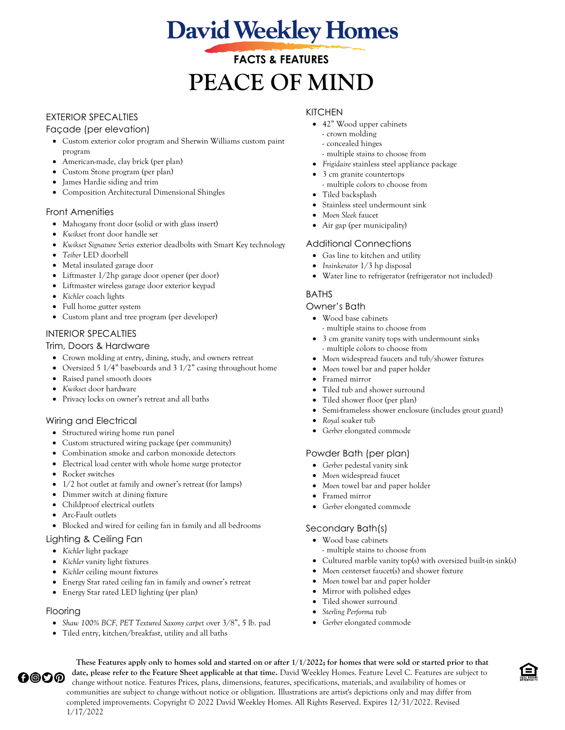# David Weekley Homes

## FACTS & FEATURES

# PEACE OF MIND

## EXTERIOR SPECALTIES

### Façade (per elevation)

- Custom exterior color program and Sherwin Williams custom paint program
- American-made, clay brick (per plan)
- Custom Stone program (per plan)
- James Hardie siding and trim
- Composition Architectural Dimensional Shingles

### Front Amenities

- Mahogany front door (solid or with glass insert)
- *Kwikset* front door handle set
- *Kwikset Signature Series* exterior deadbolts with Smart Key technology
- *Teiber* LED doorbell
- Metal insulated garage door
- Liftmaster 1/2hp garage door opener (per door)
- Liftmaster wireless garage door exterior keypad
- *Kichler* coach lights
- Full home gutter system
- Custom plant and tree program (per developer)

## INTERIOR SPECALTIES

### Trim, Doors & Hardware

- Crown molding at entry, dining, study, and owners retreat
- Oversized 5 1/4" baseboards and 3 1/2" casing throughout home
- Raised panel smooth doors
- *Kwikset* door hardware
- Privacy locks on owner's retreat and all baths

### Wiring and Electrical

- Structured wiring home run panel
- Custom structured wiring package (per community)
- Combination smoke and carbon monoxide detectors
- Electrical load center with whole home surge protector
- Rocker switches
- 1/2 hot outlet at family and owner's retreat (for lamps)
- Dimmer switch at dining fixture
- Childproof electrical outlets
- Arc-Fault outlets
- Blocked and wired for ceiling fan in family and all bedrooms

### Lighting & Ceiling Fan

- *Kichler* light package
- *Kichler* vanity light fixtures
- *Kichler* ceiling mount fixtures
- Energy Star rated ceiling fan in family and owner's retreat
- Energy Star rated LED lighting (per plan)

### Flooring

- *Shaw 100% BCF, PET Textured Saxony carpet* over 3/8", 5 lb. pad
- Tiled entry, kitchen/breakfast, utility and all baths

## KITCHEN

- 42" Wood upper cabinets
  - crown molding
  - concealed hinges
  - multiple stains to choose from
- *Frigidaire* stainless steel appliance package
- 3 cm granite countertops
  - multiple colors to choose from
- Tiled backsplash
- Stainless steel undermount sink
- *Moen Sleek* faucet
- Air gap (per municipality)

### Additional Connections

- Gas line to kitchen and utility
- *Insinkerator* 1/3 hp disposal
- Water line to refrigerator (refrigerator not included)

## BATHS

### Owner's Bath

- Wood base cabinets
  - multiple stains to choose from
- 3 cm granite vanity tops with undermount sinks
  - multiple colors to choose from
- *Moen* widespread faucets and tub/shower fixtures
- *Moen* towel bar and paper holder
- Framed mirror
- Tiled tub and shower surround
- Tiled shower floor (per plan)
- Semi-frameless shower enclosure (includes grout guard)
- *Royal* soaker tub
- *Gerber* elongated commode

### Powder Bath (per plan)

- *Gerber* pedestal vanity sink
- *Moen* widespread faucet
- *Moen* towel bar and paper holder
- Framed mirror
- *Gerber* elongated commode

### Secondary Bath(s)

- Wood base cabinets
  - multiple stains to choose from
- Cultured marble vanity top(s) with oversized built-in sink(s)
- *Moen* centerset faucet(s) and shower fixture
- *Moen* towel bar and paper holder
- Mirror with polished edges
- Tiled shower surround
- *Sterling Performa* tub
- *Gerber* elongated commode

**These Features apply only to homes sold and started on or after 1/1/2022; for homes that were sold or started prior to that date, please refer to the Feature Sheet applicable at that time.** David Weekley Homes. Feature Level C. Features are subject to change without notice. Features Prices, plans, dimensions, features, specifications, materials, and availability of homes or communities are subject to change without notice or obligation. Illustrations are artist's depictions only and may differ from completed improvements. Copyright © 2022 David Weekley Homes. All Rights Reserved. Expires 12/31/2022. Revised 1/17/2022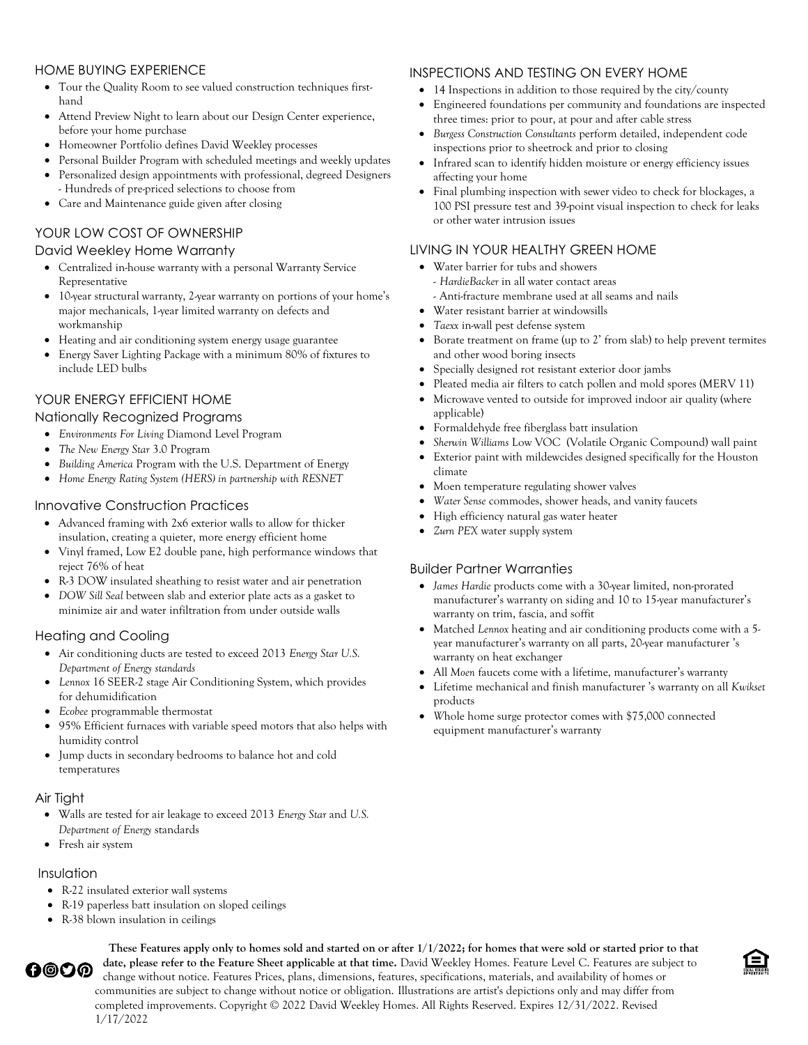## HOME BUYING EXPERIENCE

- Tour the Quality Room to see valued construction techniques first-hand
- Attend Preview Night to learn about our Design Center experience, before your home purchase
- Homeowner Portfolio defines David Weekley processes
- Personal Builder Program with scheduled meetings and weekly updates
- Personalized design appointments with professional, degreed Designers - Hundreds of pre-priced selections to choose from
- Care and Maintenance guide given after closing

## YOUR LOW COST OF OWNERSHIP

### David Weekley Home Warranty

- Centralized in-house warranty with a personal Warranty Service Representative
- 10-year structural warranty, 2-year warranty on portions of your home's major mechanicals, 1-year limited warranty on defects and workmanship
- Heating and air conditioning system energy usage guarantee
- Energy Saver Lighting Package with a minimum 80% of fixtures to include LED bulbs

## YOUR ENERGY EFFICIENT HOME

### Nationally Recognized Programs

- *Environments For Living* Diamond Level Program
- *The New Energy Star* 3.0 Program
- *Building America* Program with the U.S. Department of Energy
- *Home Energy Rating System (HERS) in partnership with RESNET*

### Innovative Construction Practices

- Advanced framing with 2x6 exterior walls to allow for thicker insulation, creating a quieter, more energy efficient home
- Vinyl framed, Low E2 double pane, high performance windows that reject 76% of heat
- R-3 DOW insulated sheathing to resist water and air penetration
- *DOW Sill Seal* between slab and exterior plate acts as a gasket to minimize air and water infiltration from under outside walls

### Heating and Cooling

- Air conditioning ducts are tested to exceed 2013 *Energy Star U.S. Department of Energy standards*
- *Lennox* 16 SEER-2 stage Air Conditioning System, which provides for dehumidification
- *Ecobee* programmable thermostat
- 95% Efficient furnaces with variable speed motors that also helps with humidity control
- Jump ducts in secondary bedrooms to balance hot and cold temperatures

### Air Tight

- Walls are tested for air leakage to exceed 2013 *Energy Star* and *U.S. Department of Energy* standards
- Fresh air system

### Insulation

- R-22 insulated exterior wall systems
- R-19 paperless batt insulation on sloped ceilings
- R-38 blown insulation in ceilings

## INSPECTIONS AND TESTING ON EVERY HOME

- 14 Inspections in addition to those required by the city/county
- Engineered foundations per community and foundations are inspected three times: prior to pour, at pour and after cable stress
- *Burgess Construction Consultants* perform detailed, independent code inspections prior to sheetrock and prior to closing
- Infrared scan to identify hidden moisture or energy efficiency issues affecting your home
- Final plumbing inspection with sewer video to check for blockages, a 100 PSI pressure test and 39-point visual inspection to check for leaks or other water intrusion issues

## LIVING IN YOUR HEALTHY GREEN HOME

- Water barrier for tubs and showers
  - *HardieBacker* in all water contact areas
  - Anti-fracture membrane used at all seams and nails
- Water resistant barrier at windowsills
- *Taexx* in-wall pest defense system
- Borate treatment on frame (up to 2' from slab) to help prevent termites and other wood boring insects
- Specially designed rot resistant exterior door jambs
- Pleated media air filters to catch pollen and mold spores (MERV 11)
- Microwave vented to outside for improved indoor air quality (where applicable)
- Formaldehyde free fiberglass batt insulation
- *Sherwin Williams* Low VOC (Volatile Organic Compound) wall paint
- Exterior paint with mildewcides designed specifically for the Houston climate
- Moen temperature regulating shower valves
- *Water Sense* commodes, shower heads, and vanity faucets
- High efficiency natural gas water heater
- *Zurn PEX* water supply system

### Builder Partner Warranties

- *James Hardie* products come with a 30-year limited, non-prorated manufacturer's warranty on siding and 10 to 15-year manufacturer's warranty on trim, fascia, and soffit
- Matched *Lennox* heating and air conditioning products come with a 5-year manufacturer's warranty on all parts, 20-year manufacturer 's warranty on heat exchanger
- All *Moen* faucets come with a lifetime, manufacturer's warranty
- Lifetime mechanical and finish manufacturer 's warranty on all *Kwikset* products
- Whole home surge protector comes with $75,000 connected equipment manufacturer's warranty

**These Features apply only to homes sold and started on or after 1/1/2022; for homes that were sold or started prior to that date, please refer to the Feature Sheet applicable at that time.** David Weekley Homes. Feature Level C. Features are subject to change without notice. Features Prices, plans, dimensions, features, specifications, materials, and availability of homes or communities are subject to change without notice or obligation. Illustrations are artist's depictions only and may differ from completed improvements. Copyright © 2022 David Weekley Homes. All Rights Reserved. Expires 12/31/2022. Revised 1/17/2022